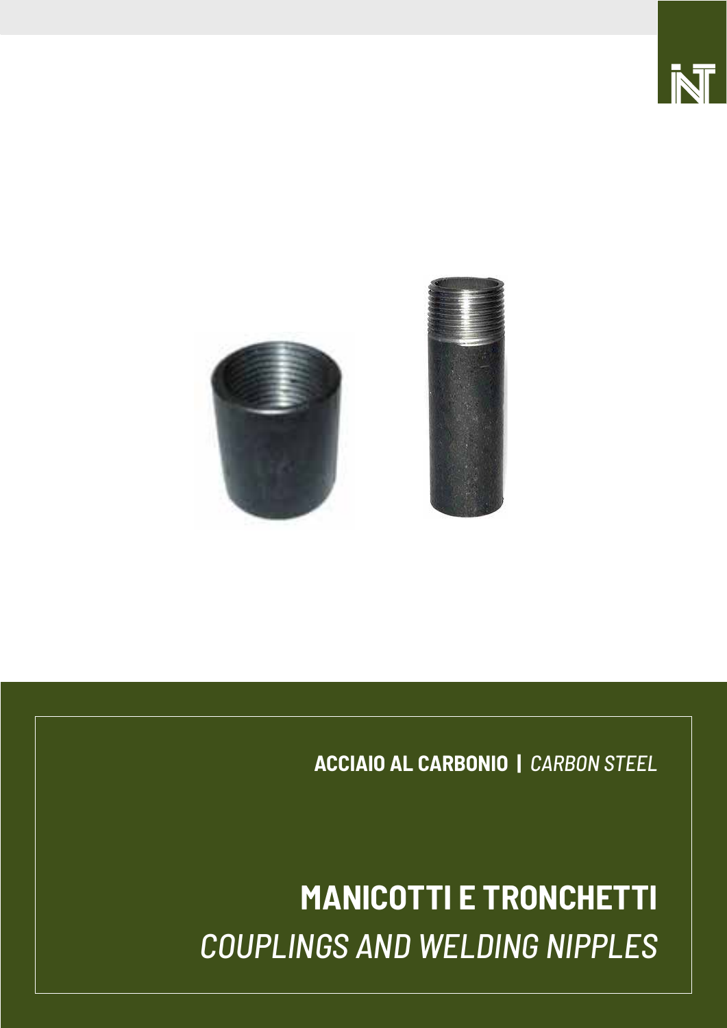**ACCIAIO AL CARBONIO** | *CARBON STEEL*

# MANICOTTI E TRONCHETTI

## *COUPLINGS AND WELDING NIPPLES*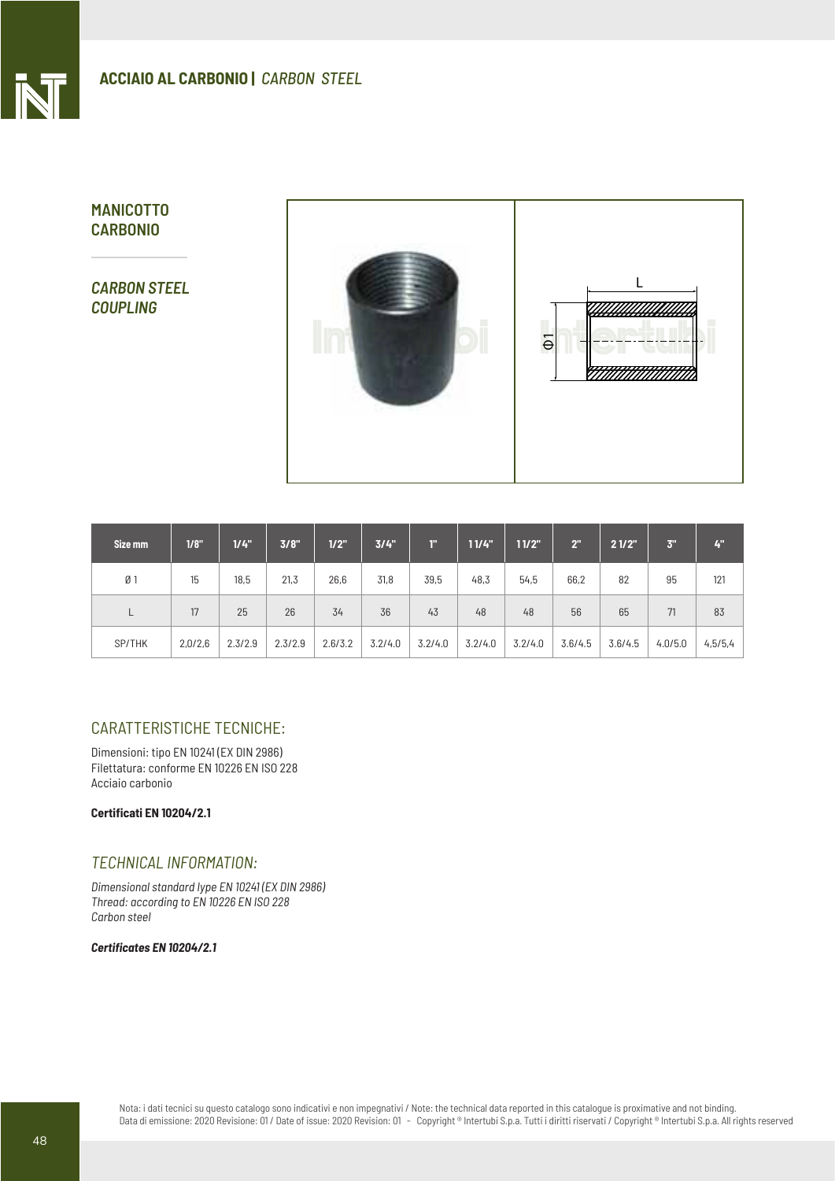## ACCIAIO AL CARBONIO | *CARBON STEEL*

### MANICOTTO CARBONIO

### *CARBON STEEL COUPLING*

| Size mm | 1/8" | 1/4" | 3/8" | 1/2" | 3/4" | 1" | 1 1/4" | 1 1/2" | 2" | 2 1/2" | 3" | 4" |
|---|---|---|---|---|---|---|---|---|---|---|---|---|
| Ø 1 | 15 | 18,5 | 21,3 | 26,6 | 31,8 | 39,5 | 48,3 | 54,5 | 66,2 | 82 | 95 | 121 |
| L | 17 | 25 | 26 | 34 | 36 | 43 | 48 | 48 | 56 | 65 | 71 | 83 |
| SP/THK | 2,0/2,6 | 2.3/2.9 | 2.3/2.9 | 2.6/3.2 | 3.2/4.0 | 3.2/4.0 | 3.2/4.0 | 3.2/4.0 | 3.6/4.5 | 3.6/4.5 | 4.0/5.0 | 4,5/5,4 |

## CARATTERISTICHE TECNICHE:

Dimensioni: tipo EN 10241 (EX DIN 2986)
Filettatura: conforme EN 10226 EN ISO 228
Acciaio carbonio

**Certificati EN 10204/2.1**

## *TECHNICAL INFORMATION:*

*Dimensional standard lype EN 10241 (EX DIN 2986)*
*Thread: according to EN 10226 EN ISO 228*
*Carbon steel*

***Certificates EN 10204/2.1***

Nota: i dati tecnici su questo catalogo sono indicativi e non impegnativi / Note: the technical data reported in this catalogue is proximative and not binding.
Data di emissione: 2020 Revisione: 01 / Date of issue: 2020 Revision: 01 - Copyright ® Intertubi S.p.a. Tutti i diritti riservati / Copyright ® Intertubi S.p.a. All rights reserved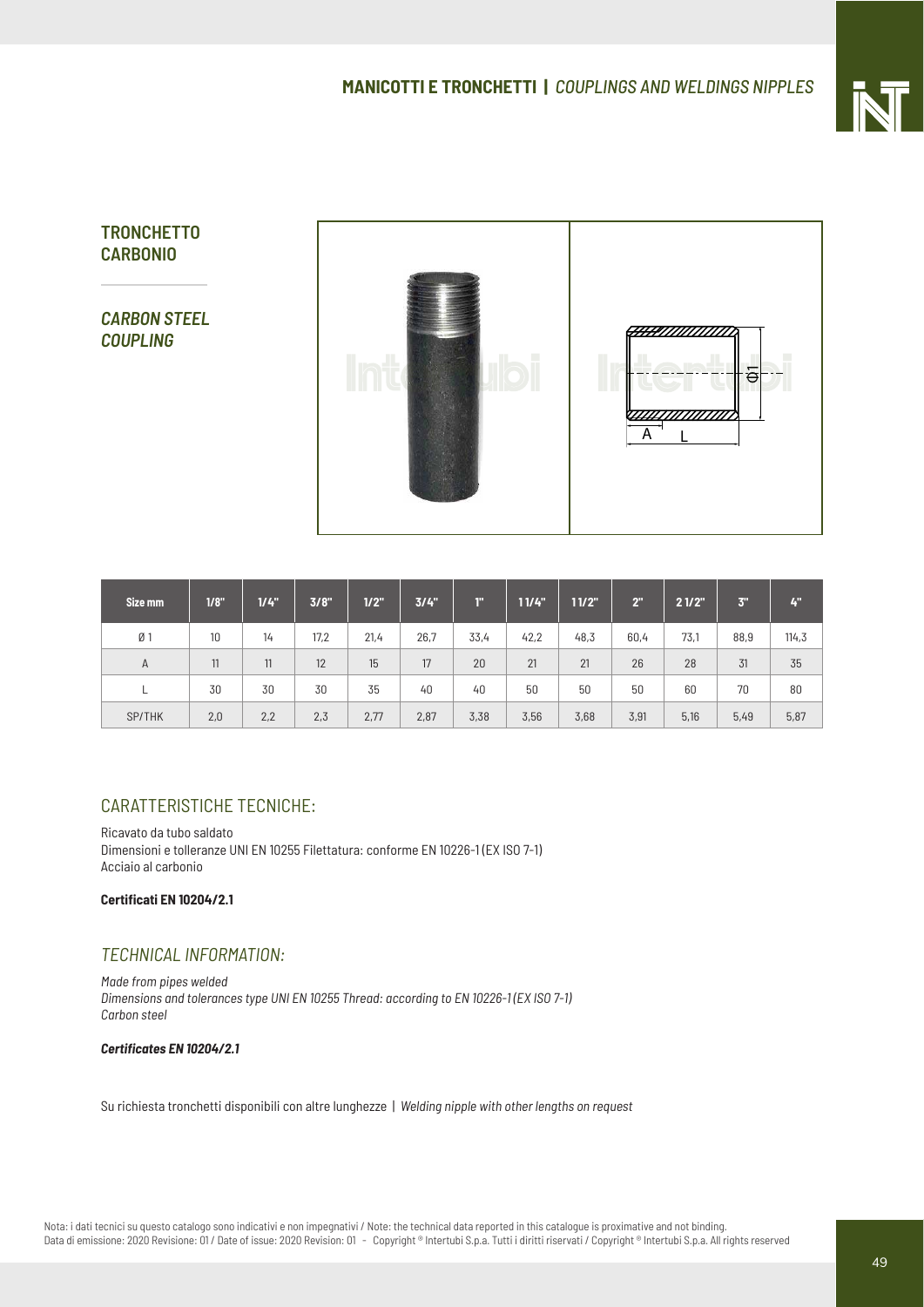## MANICOTTI E TRONCHETTI | *COUPLINGS AND WELDINGS NIPPLES*

### TRONCHETTO CARBONIO

### *CARBON STEEL COUPLING*

| Size mm | 1/8" | 1/4" | 3/8" | 1/2" | 3/4" | 1" | 1 1/4" | 1 1/2" | 2" | 2 1/2" | 3" | 4" |
|---|---|---|---|---|---|---|---|---|---|---|---|---|
| Ø 1 | 10 | 14 | 17,2 | 21,4 | 26,7 | 33,4 | 42,2 | 48,3 | 60,4 | 73,1 | 88,9 | 114,3 |
| A | 11 | 11 | 12 | 15 | 17 | 20 | 21 | 21 | 26 | 28 | 31 | 35 |
| L | 30 | 30 | 30 | 35 | 40 | 40 | 50 | 50 | 50 | 60 | 70 | 80 |
| SP/THK | 2,0 | 2,2 | 2,3 | 2,77 | 2,87 | 3,38 | 3,56 | 3,68 | 3,91 | 5,16 | 5,49 | 5,87 |

## CARATTERISTICHE TECNICHE:

Ricavato da tubo saldato
Dimensioni e tolleranze UNI EN 10255 Filettatura: conforme EN 10226-1 (EX ISO 7-1)
Acciaio al carbonio

**Certificati EN 10204/2.1**

## *TECHNICAL INFORMATION:*

*Made from pipes welded*
*Dimensions and tolerances type UNI EN 10255 Thread: according to EN 10226-1 (EX ISO 7-1)*
*Carbon steel*

***Certificates EN 10204/2.1***

Su richiesta tronchetti disponibili con altre lunghezze | *Welding nipple with other lengths on request*

Nota: i dati tecnici su questo catalogo sono indicativi e non impegnativi / Note: the technical data reported in this catalogue is proximative and not binding.
Data di emissione: 2020 Revisione: 01 / Date of issue: 2020 Revision: 01 - Copyright ® Intertubi S.p.a. Tutti i diritti riservati / Copyright ® Intertubi S.p.a. All rights reserved